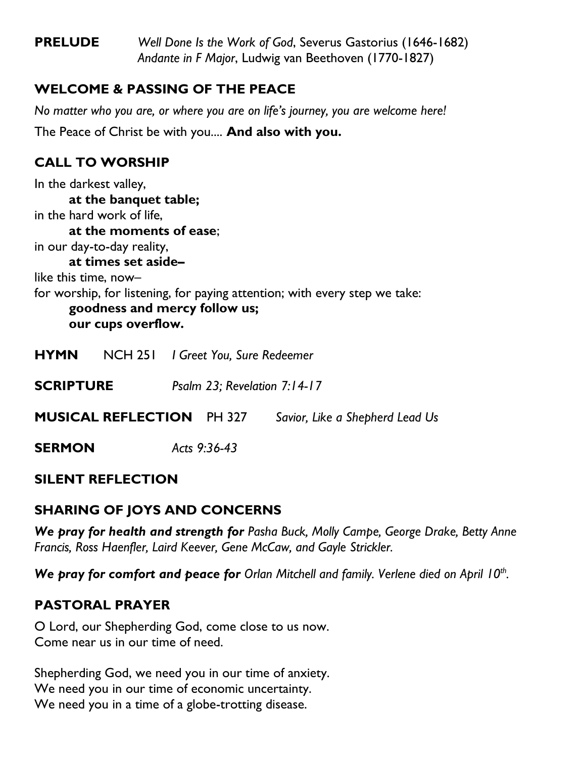**PRELUDE** *Well Done Is the Work of God*, Severus Gastorius (1646-1682)
*Andante in F Major*, Ludwig van Beethoven (1770-1827)

## WELCOME & PASSING OF THE PEACE

*No matter who you are, or where you are on life's journey, you are welcome here!*

The Peace of Christ be with you.... **And also with you.**

## CALL TO WORSHIP

In the darkest valley,
 **at the banquet table;**
in the hard work of life,
 **at the moments of ease**;
in our day-to-day reality,
 **at times set aside–**
like this time, now–
for worship, for listening, for paying attention; with every step we take:
 **goodness and mercy follow us;**
 **our cups overflow.**

**HYMN** NCH 251 *I Greet You, Sure Redeemer*

**SCRIPTURE** *Psalm 23; Revelation 7:14-17*

**MUSICAL REFLECTION** PH 327 *Savior, Like a Shepherd Lead Us*

**SERMON** *Acts 9:36-43*

## SILENT REFLECTION

## SHARING OF JOYS AND CONCERNS

***We pray for health and strength for*** *Pasha Buck, Molly Campe, George Drake, Betty Anne Francis, Ross Haenfler, Laird Keever, Gene McCaw, and Gayle Strickler.*

***We pray for comfort and peace for*** *Orlan Mitchell and family. Verlene died on April 10th.*

## PASTORAL PRAYER

O Lord, our Shepherding God, come close to us now.
Come near us in our time of need.

Shepherding God, we need you in our time of anxiety.
We need you in our time of economic uncertainty.
We need you in a time of a globe-trotting disease.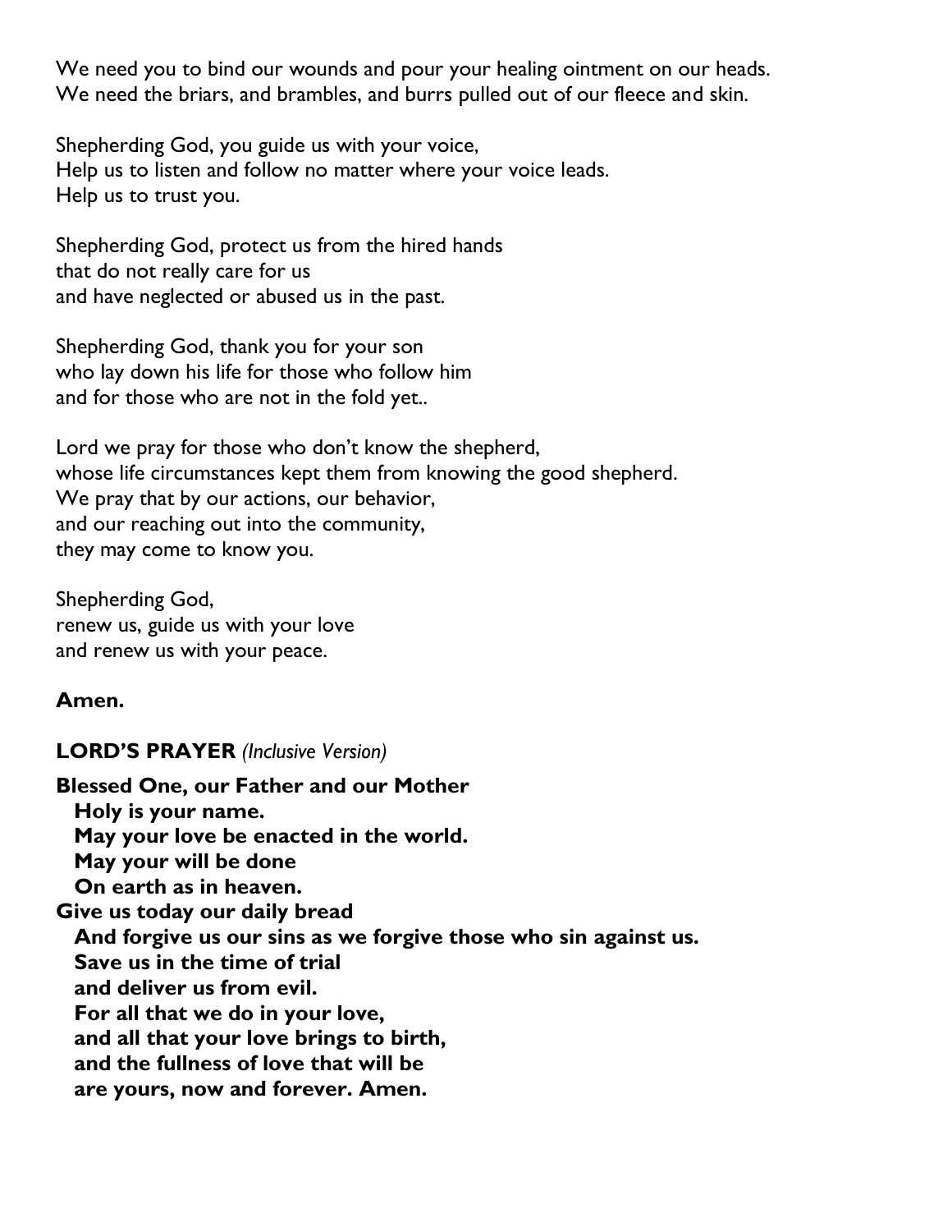We need you to bind our wounds and pour your healing ointment on our heads.
We need the briars, and brambles, and burrs pulled out of our fleece and skin.

Shepherding God, you guide us with your voice,
Help us to listen and follow no matter where your voice leads.
Help us to trust you.

Shepherding God, protect us from the hired hands
that do not really care for us
and have neglected or abused us in the past.

Shepherding God, thank you for your son
who lay down his life for those who follow him
and for those who are not in the fold yet..

Lord we pray for those who don't know the shepherd,
whose life circumstances kept them from knowing the good shepherd.
We pray that by our actions, our behavior,
and our reaching out into the community,
they may come to know you.

Shepherding God,
renew us, guide us with your love
and renew us with your peace.

**Amen.**

**LORD'S PRAYER** *(Inclusive Version)*

**Blessed One, our Father and our Mother**
**Holy is your name.**
**May your love be enacted in the world.**
**May your will be done**
**On earth as in heaven.**
**Give us today our daily bread**
**And forgive us our sins as we forgive those who sin against us.**
**Save us in the time of trial**
**and deliver us from evil.**
**For all that we do in your love,**
**and all that your love brings to birth,**
**and the fullness of love that will be**
**are yours, now and forever. Amen.**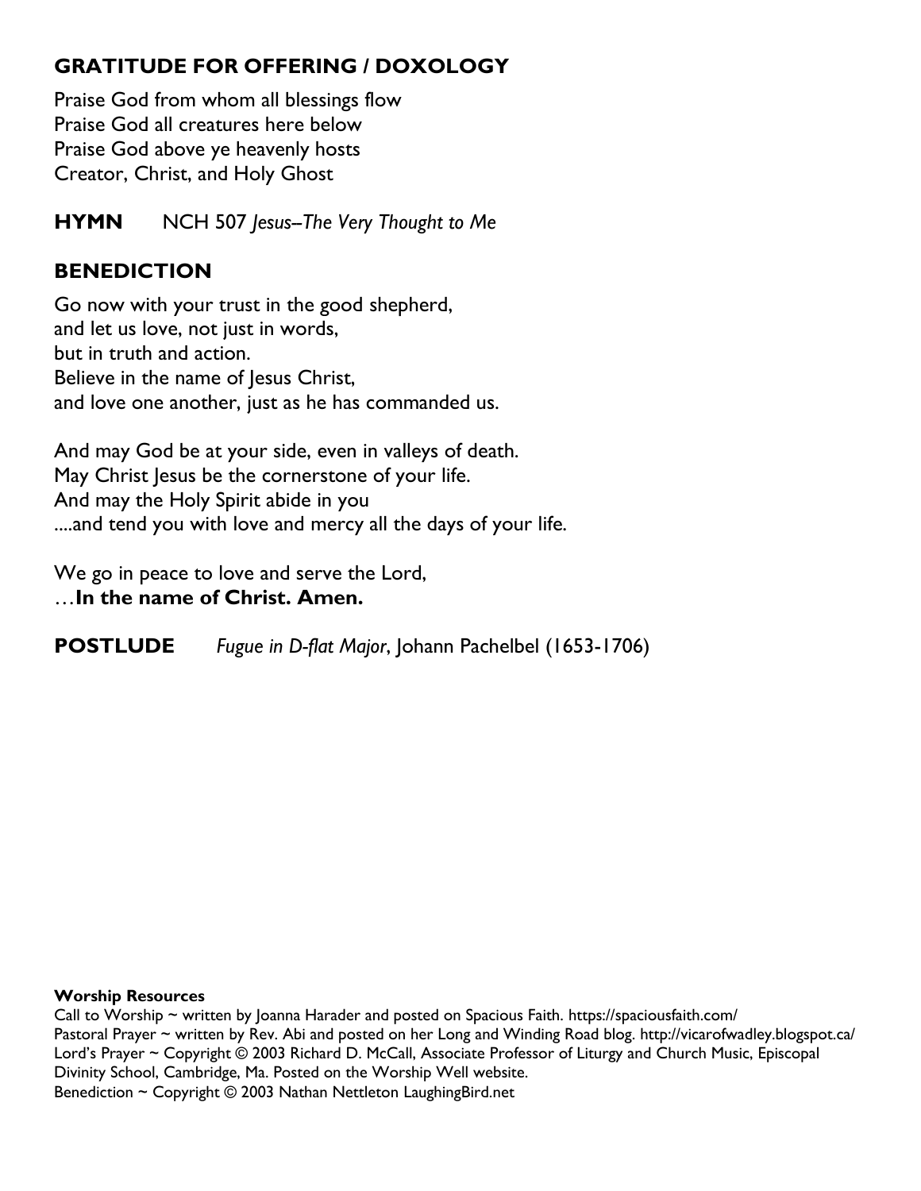## GRATITUDE FOR OFFERING / DOXOLOGY

Praise God from whom all blessings flow
Praise God all creatures here below
Praise God above ye heavenly hosts
Creator, Christ, and Holy Ghost

**HYMN** NCH 507 *Jesus–The Very Thought to Me*

## BENEDICTION

Go now with your trust in the good shepherd,
and let us love, not just in words,
but in truth and action.
Believe in the name of Jesus Christ,
and love one another, just as he has commanded us.

And may God be at your side, even in valleys of death.
May Christ Jesus be the cornerstone of your life.
And may the Holy Spirit abide in you
....and tend you with love and mercy all the days of your life.

We go in peace to love and serve the Lord,
…**In the name of Christ. Amen.**

**POSTLUDE** *Fugue in D-flat Major*, Johann Pachelbel (1653-1706)

**Worship Resources**
Call to Worship ~ written by Joanna Harader and posted on Spacious Faith. https://spaciousfaith.com/
Pastoral Prayer ~ written by Rev. Abi and posted on her Long and Winding Road blog. http://vicarofwadley.blogspot.ca/
Lord's Prayer ~ Copyright © 2003 Richard D. McCall, Associate Professor of Liturgy and Church Music, Episcopal Divinity School, Cambridge, Ma. Posted on the Worship Well website.
Benediction ~ Copyright © 2003 Nathan Nettleton LaughingBird.net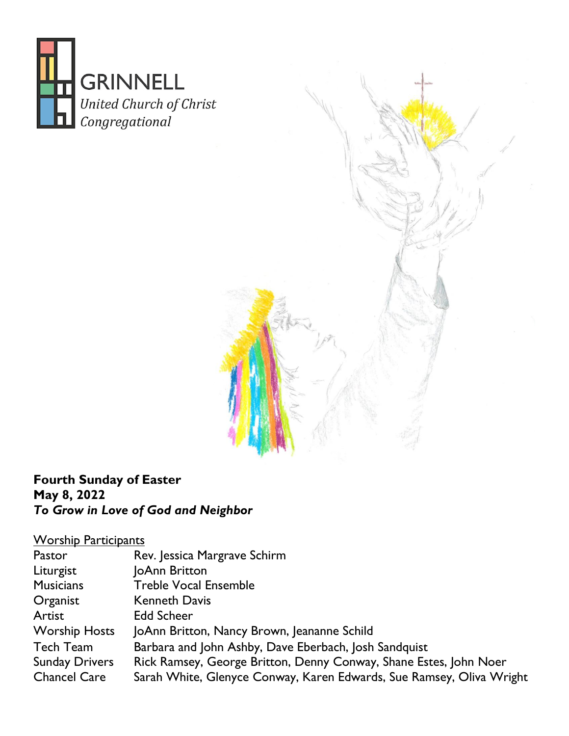GRINNELL

*United Church of Christ*

*Congregational*

**Fourth Sunday of Easter**

**May 8, 2022**

***To Grow in Love of God and Neighbor***

Worship Participants

| | |
|---|---|
| Pastor | Rev. Jessica Margrave Schirm |
| Liturgist | JoAnn Britton |
| Musicians | Treble Vocal Ensemble |
| Organist | Kenneth Davis |
| Artist | Edd Scheer |
| Worship Hosts | JoAnn Britton, Nancy Brown, Jeananne Schild |
| Tech Team | Barbara and John Ashby, Dave Eberbach, Josh Sandquist |
| Sunday Drivers | Rick Ramsey, George Britton, Denny Conway, Shane Estes, John Noer |
| Chancel Care | Sarah White, Glenyce Conway, Karen Edwards, Sue Ramsey, Oliva Wright |